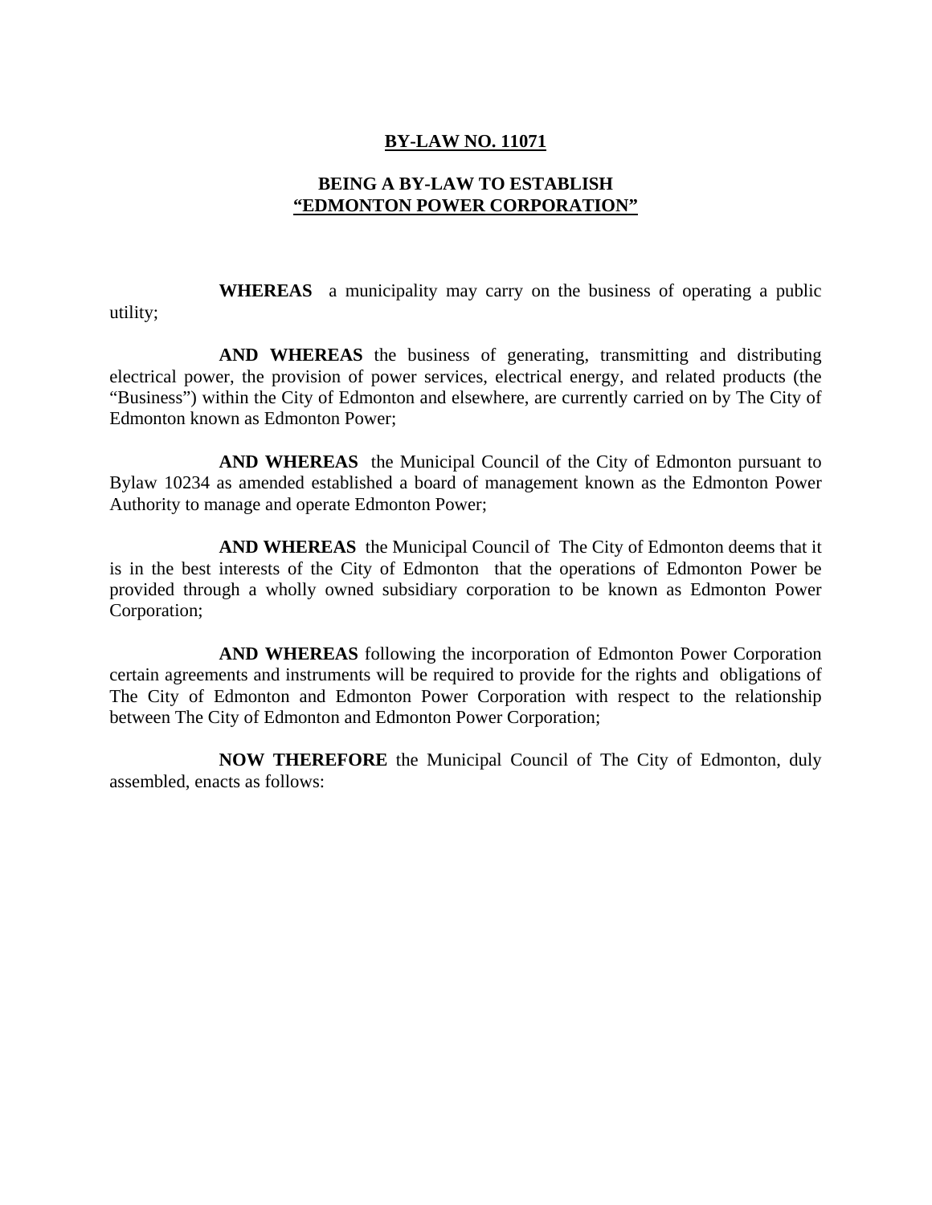# BY-LAW NO. 11071

## BEING A BY-LAW TO ESTABLISH "EDMONTON POWER CORPORATION"

**WHEREAS** a municipality may carry on the business of operating a public utility;

**AND WHEREAS** the business of generating, transmitting and distributing electrical power, the provision of power services, electrical energy, and related products (the "Business") within the City of Edmonton and elsewhere, are currently carried on by The City of Edmonton known as Edmonton Power;

**AND WHEREAS** the Municipal Council of the City of Edmonton pursuant to Bylaw 10234 as amended established a board of management known as the Edmonton Power Authority to manage and operate Edmonton Power;

**AND WHEREAS** the Municipal Council of The City of Edmonton deems that it is in the best interests of the City of Edmonton that the operations of Edmonton Power be provided through a wholly owned subsidiary corporation to be known as Edmonton Power Corporation;

**AND WHEREAS** following the incorporation of Edmonton Power Corporation certain agreements and instruments will be required to provide for the rights and obligations of The City of Edmonton and Edmonton Power Corporation with respect to the relationship between The City of Edmonton and Edmonton Power Corporation;

**NOW THEREFORE** the Municipal Council of The City of Edmonton, duly assembled, enacts as follows: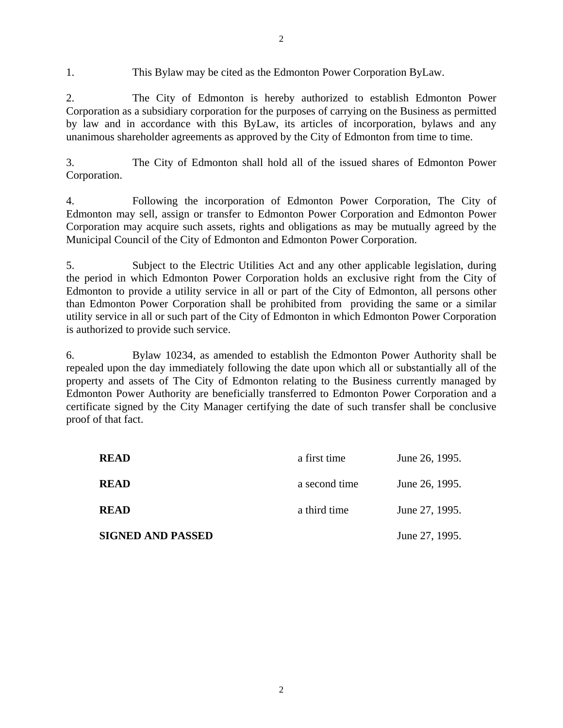1. This Bylaw may be cited as the Edmonton Power Corporation ByLaw.

2. The City of Edmonton is hereby authorized to establish Edmonton Power Corporation as a subsidiary corporation for the purposes of carrying on the Business as permitted by law and in accordance with this ByLaw, its articles of incorporation, bylaws and any unanimous shareholder agreements as approved by the City of Edmonton from time to time.

3. The City of Edmonton shall hold all of the issued shares of Edmonton Power Corporation.

4. Following the incorporation of Edmonton Power Corporation, The City of Edmonton may sell, assign or transfer to Edmonton Power Corporation and Edmonton Power Corporation may acquire such assets, rights and obligations as may be mutually agreed by the Municipal Council of the City of Edmonton and Edmonton Power Corporation.

5. Subject to the Electric Utilities Act and any other applicable legislation, during the period in which Edmonton Power Corporation holds an exclusive right from the City of Edmonton to provide a utility service in all or part of the City of Edmonton, all persons other than Edmonton Power Corporation shall be prohibited from providing the same or a similar utility service in all or such part of the City of Edmonton in which Edmonton Power Corporation is authorized to provide such service.

6. Bylaw 10234, as amended to establish the Edmonton Power Authority shall be repealed upon the day immediately following the date upon which all or substantially all of the property and assets of The City of Edmonton relating to the Business currently managed by Edmonton Power Authority are beneficially transferred to Edmonton Power Corporation and a certificate signed by the City Manager certifying the date of such transfer shall be conclusive proof of that fact.

| | | |
|---|---|---|
| **READ** | a first time | June 26, 1995. |
| **READ** | a second time | June 26, 1995. |
| **READ** | a third time | June 27, 1995. |
| **SIGNED AND PASSED** | | June 27, 1995. |